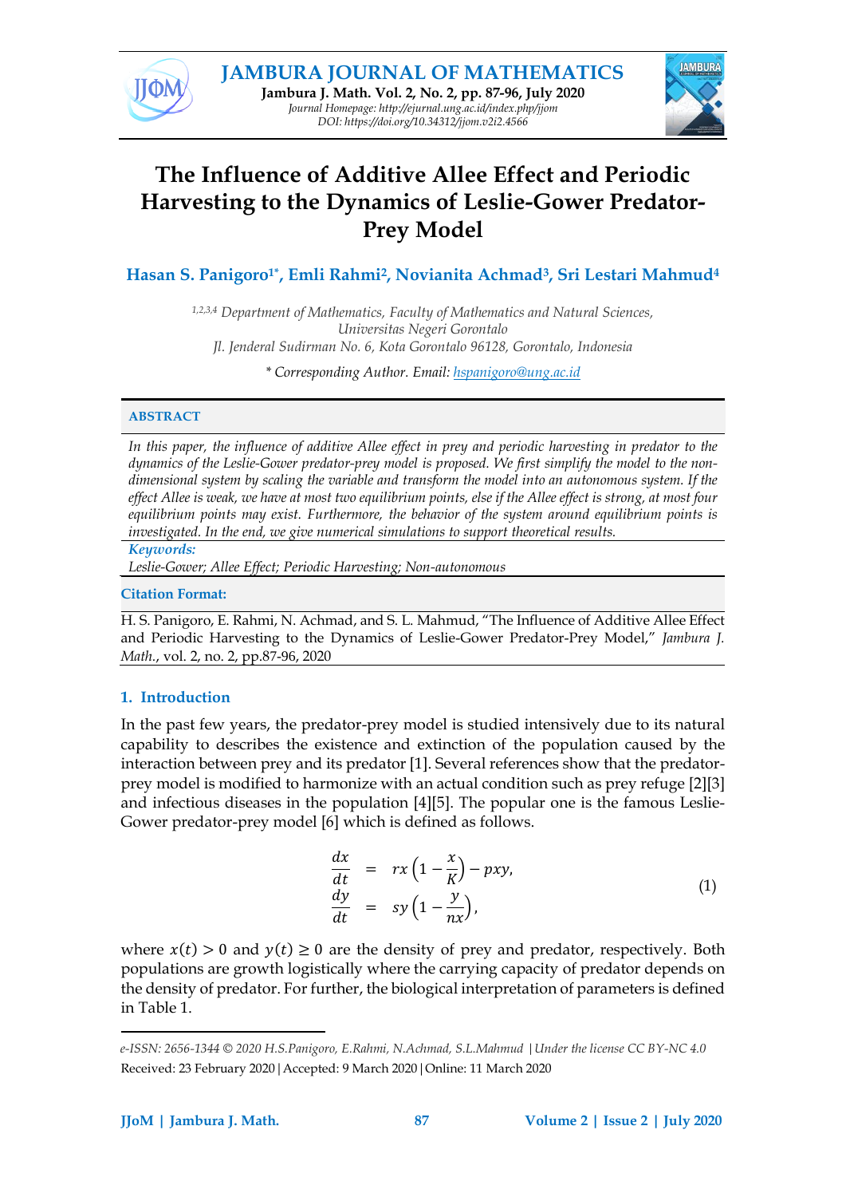# The Influence of Additive Allee Effect and Periodic Harvesting to the Dynamics of Leslie-Gower Predator-Prey Model

**Hasan S. Panigoro[1*], Emli Rahmi[2], Novianita Achmad[3], Sri Lestari Mahmud[4]**

*[1,2,3,4] Department of Mathematics, Faculty of Mathematics and Natural Sciences, Universitas Negeri Gorontalo*
*Jl. Jenderal Sudirman No. 6, Kota Gorontalo 96128, Gorontalo, Indonesia*

*\* Corresponding Author. Email: hspanigoro@ung.ac.id*

**ABSTRACT**

*In this paper, the influence of additive Allee effect in prey and periodic harvesting in predator to the dynamics of the Leslie-Gower predator-prey model is proposed. We first simplify the model to the non-dimensional system by scaling the variable and transform the model into an autonomous system. If the effect Allee is weak, we have at most two equilibrium points, else if the Allee effect is strong, at most four equilibrium points may exist. Furthermore, the behavior of the system around equilibrium points is investigated. In the end, we give numerical simulations to support theoretical results.*

***Keywords:***

*Leslie-Gower; Allee Effect; Periodic Harvesting; Non-autonomous*

**Citation Format:**

H. S. Panigoro, E. Rahmi, N. Achmad, and S. L. Mahmud, "The Influence of Additive Allee Effect and Periodic Harvesting to the Dynamics of Leslie-Gower Predator-Prey Model," *Jambura J. Math.*, vol. 2, no. 2, pp.87-96, 2020

## 1. Introduction

In the past few years, the predator-prey model is studied intensively due to its natural capability to describes the existence and extinction of the population caused by the interaction between prey and its predator [1]. Several references show that the predator-prey model is modified to harmonize with an actual condition such as prey refuge [2][3] and infectious diseases in the population [4][5]. The popular one is the famous Leslie-Gower predator-prey model [6] which is defined as follows.

$$
\begin{aligned}
\frac{dx}{dt} &= rx\left(1-\frac{x}{K}\right)-pxy, \\
\frac{dy}{dt} &= sy\left(1-\frac{y}{nx}\right),
\end{aligned} \tag{1}
$$

where $x(t) > 0$ and $y(t) \geq 0$ are the density of prey and predator, respectively. Both populations are growth logistically where the carrying capacity of predator depends on the density of predator. For further, the biological interpretation of parameters is defined in Table 1.

---

*e-ISSN: 2656-1344 © 2020 H.S.Panigoro, E.Rahmi, N.Achmad, S.L.Mahmud | Under the license CC BY-NC 4.0*
Received: 23 February 2020 | Accepted: 9 March 2020 | Online: 11 March 2020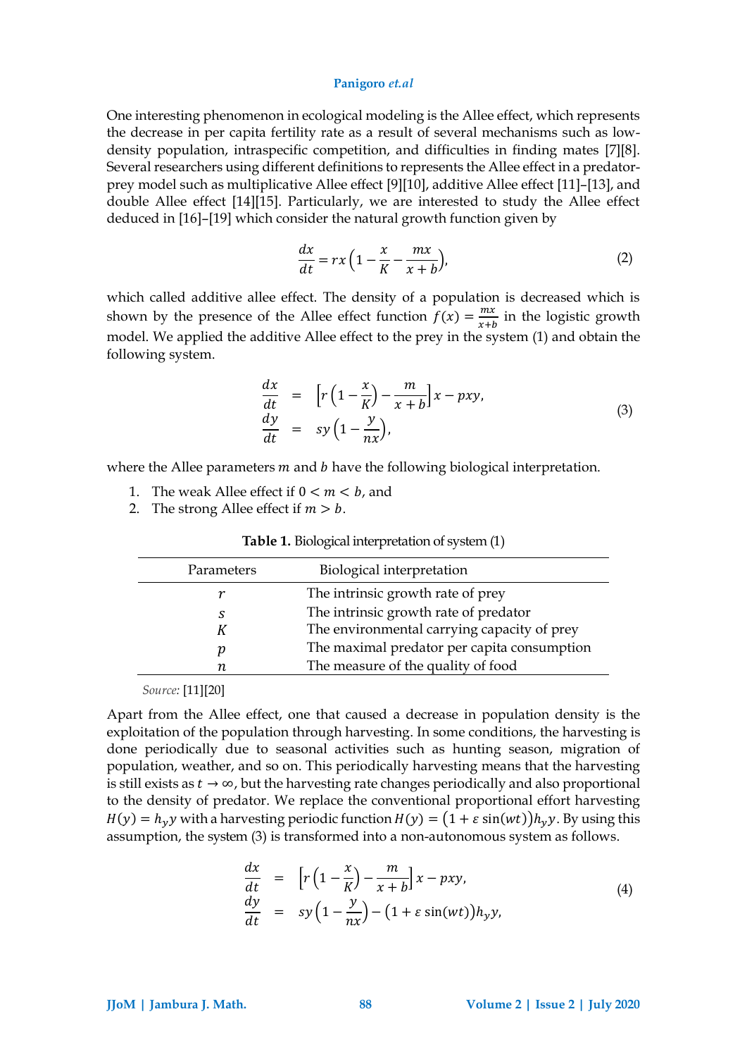One interesting phenomenon in ecological modeling is the Allee effect, which represents the decrease in per capita fertility rate as a result of several mechanisms such as low-density population, intraspecific competition, and difficulties in finding mates [7][8]. Several researchers using different definitions to represents the Allee effect in a predator-prey model such as multiplicative Allee effect [9][10], additive Allee effect [11]–[13], and double Allee effect [14][15]. Particularly, we are interested to study the Allee effect deduced in [16]–[19] which consider the natural growth function given by

$$\frac{dx}{dt} = rx\left(1 - \frac{x}{K} - \frac{mx}{x+b}\right), \tag{2}$$

which called additive allee effect. The density of a population is decreased which is shown by the presence of the Allee effect function $f(x) = \frac{mx}{x+b}$ in the logistic growth model. We applied the additive Allee effect to the prey in the system (1) and obtain the following system.

$$\begin{aligned} \frac{dx}{dt} &= \left[r\left(1 - \frac{x}{K}\right) - \frac{m}{x+b}\right]x - pxy, \\ \frac{dy}{dt} &= sy\left(1 - \frac{y}{nx}\right), \end{aligned} \tag{3}$$

where the Allee parameters $m$ and $b$ have the following biological interpretation.

1. The weak Allee effect if $0 < m < b$, and
2. The strong Allee effect if $m > b$.

**Table 1.** Biological interpretation of system (1)

| Parameters | Biological interpretation |
| --- | --- |
| $r$ | The intrinsic growth rate of prey |
| $s$ | The intrinsic growth rate of predator |
| $K$ | The environmental carrying capacity of prey |
| $p$ | The maximal predator per capita consumption |
| $n$ | The measure of the quality of food |

*Source:* [11][20]

Apart from the Allee effect, one that caused a decrease in population density is the exploitation of the population through harvesting. In some conditions, the harvesting is done periodically due to seasonal activities such as hunting season, migration of population, weather, and so on. This periodically harvesting means that the harvesting is still exists as $t \to \infty$, but the harvesting rate changes periodically and also proportional to the density of predator. We replace the conventional proportional effort harvesting $H(y) = h_y y$ with a harvesting periodic function $H(y) = \left(1 + \varepsilon \sin(wt)\right)h_y y$. By using this assumption, the system (3) is transformed into a non-autonomous system as follows.

$$\begin{aligned} \frac{dx}{dt} &= \left[r\left(1 - \frac{x}{K}\right) - \frac{m}{x+b}\right]x - pxy, \\ \frac{dy}{dt} &= sy\left(1 - \frac{y}{nx}\right) - \left(1 + \varepsilon \sin(wt)\right)h_y y, \end{aligned} \tag{4}$$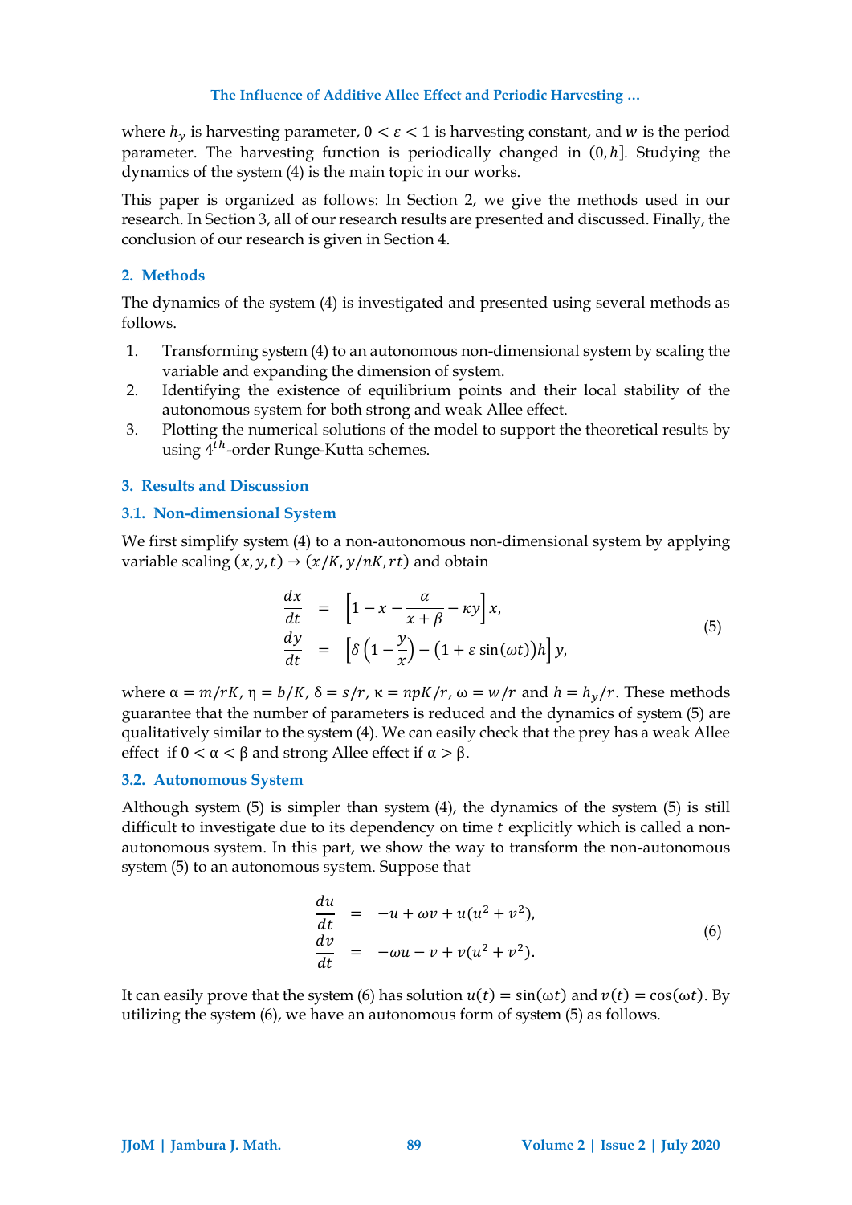where $h_y$ is harvesting parameter, $0 < \varepsilon < 1$ is harvesting constant, and $w$ is the period parameter. The harvesting function is periodically changed in $(0, h]$. Studying the dynamics of the system (4) is the main topic in our works.

This paper is organized as follows: In Section 2, we give the methods used in our research. In Section 3, all of our research results are presented and discussed. Finally, the conclusion of our research is given in Section 4.

## 2. Methods

The dynamics of the system (4) is investigated and presented using several methods as follows.

1. Transforming system (4) to an autonomous non-dimensional system by scaling the variable and expanding the dimension of system.
2. Identifying the existence of equilibrium points and their local stability of the autonomous system for both strong and weak Allee effect.
3. Plotting the numerical solutions of the model to support the theoretical results by using $4^{th}$-order Runge-Kutta schemes.

## 3. Results and Discussion

### 3.1. Non-dimensional System

We first simplify system (4) to a non-autonomous non-dimensional system by applying variable scaling $(x, y, t) \to (x/K, y/nK, rt)$ and obtain

$$
\begin{aligned}
\frac{dx}{dt} &= \left[1 - x - \frac{\alpha}{x+\beta} - \kappa y\right] x, \\
\frac{dy}{dt} &= \left[\delta\left(1 - \frac{y}{x}\right) - \left(1 + \varepsilon \sin(\omega t)\right) h\right] y,
\end{aligned}
\tag{5}
$$

where $\alpha = m/rK$, $\eta = b/K$, $\delta = s/r$, $\kappa = npK/r$, $\omega = w/r$ and $h = h_y/r$. These methods guarantee that the number of parameters is reduced and the dynamics of system (5) are qualitatively similar to the system (4). We can easily check that the prey has a weak Allee effect if $0 < \alpha < \beta$ and strong Allee effect if $\alpha > \beta$.

### 3.2. Autonomous System

Although system (5) is simpler than system (4), the dynamics of the system (5) is still difficult to investigate due to its dependency on time $t$ explicitly which is called a non-autonomous system. In this part, we show the way to transform the non-autonomous system (5) to an autonomous system. Suppose that

$$
\begin{aligned}
\frac{du}{dt} &= -u + \omega v + u(u^2 + v^2), \\
\frac{dv}{dt} &= -\omega u - v + v(u^2 + v^2).
\end{aligned}
\tag{6}
$$

It can easily prove that the system (6) has solution $u(t) = \sin(\omega t)$ and $v(t) = \cos(\omega t)$. By utilizing the system (6), we have an autonomous form of system (5) as follows.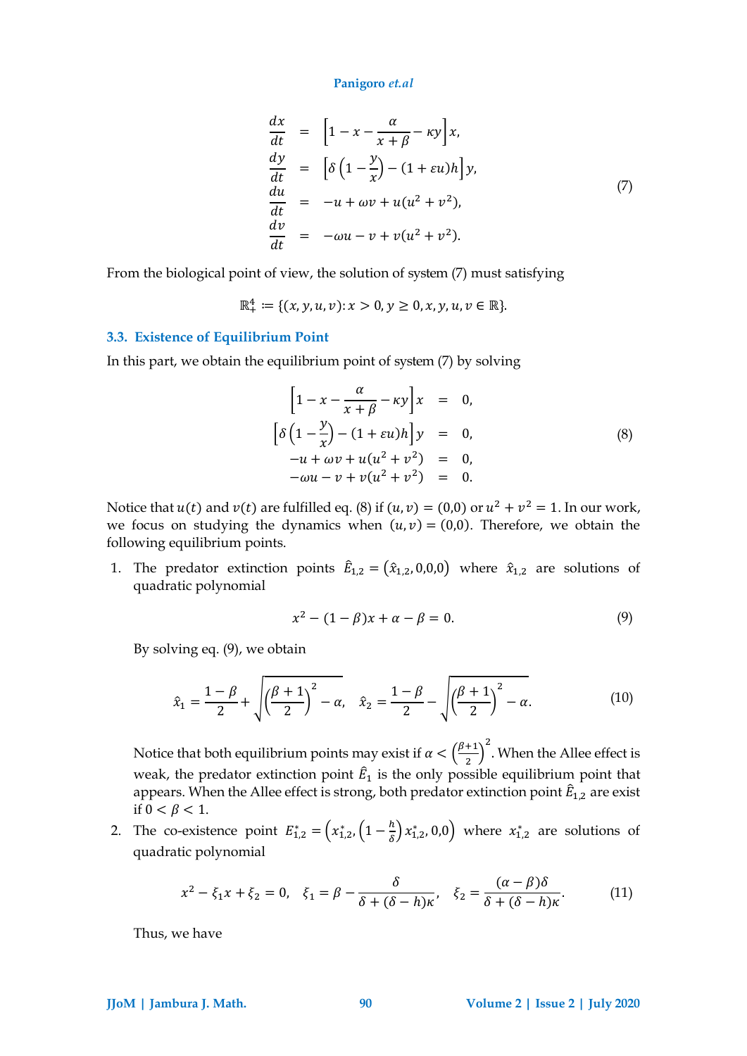$$
\begin{aligned}
\frac{dx}{dt} &= \left[1 - x - \frac{\alpha}{x+\beta} - \kappa y\right] x, \\
\frac{dy}{dt} &= \left[\delta\left(1 - \frac{y}{x}\right) - (1+\varepsilon u)h\right] y, \\
\frac{du}{dt} &= -u + \omega v + u(u^2+v^2), \\
\frac{dv}{dt} &= -\omega u - v + v(u^2+v^2).
\end{aligned} \tag{7}
$$

From the biological point of view, the solution of system (7) must satisfying

$$\mathbb{R}_+^4 := \{(x,y,u,v) : x > 0, y \geq 0, x, y, u, v \in \mathbb{R}\}.$$

### 3.3. Existence of Equilibrium Point

In this part, we obtain the equilibrium point of system (7) by solving

$$
\begin{aligned}
\left[1 - x - \frac{\alpha}{x+\beta} - \kappa y\right] x &= 0, \\
\left[\delta\left(1 - \frac{y}{x}\right) - (1+\varepsilon u)h\right] y &= 0, \\
-u + \omega v + u(u^2+v^2) &= 0, \\
-\omega u - v + v(u^2+v^2) &= 0.
\end{aligned} \tag{8}
$$

Notice that $u(t)$ and $v(t)$ are fulfilled eq. (8) if $(u,v) = (0,0)$ or $u^2 + v^2 = 1$. In our work, we focus on studying the dynamics when $(u,v) = (0,0)$. Therefore, we obtain the following equilibrium points.

1. The predator extinction points $\hat{E}_{1,2} = (\hat{x}_{1,2}, 0, 0, 0)$ where $\hat{x}_{1,2}$ are solutions of quadratic polynomial

$$x^2 - (1-\beta)x + \alpha - \beta = 0. \tag{9}$$

   By solving eq. (9), we obtain

$$\hat{x}_1 = \frac{1-\beta}{2} + \sqrt{\left(\frac{\beta+1}{2}\right)^2 - \alpha}, \quad \hat{x}_2 = \frac{1-\beta}{2} - \sqrt{\left(\frac{\beta+1}{2}\right)^2 - \alpha}. \tag{10}$$

   Notice that both equilibrium points may exist if $\alpha < \left(\frac{\beta+1}{2}\right)^2$. When the Allee effect is weak, the predator extinction point $\hat{E}_1$ is the only possible equilibrium point that appears. When the Allee effect is strong, both predator extinction point $\hat{E}_{1,2}$ are exist if $0 < \beta < 1$.

2. The co-existence point $E_{1,2}^* = \left(x_{1,2}^*, \left(1 - \frac{h}{\delta}\right) x_{1,2}^*, 0, 0\right)$ where $x_{1,2}^*$ are solutions of quadratic polynomial

$$x^2 - \xi_1 x + \xi_2 = 0, \quad \xi_1 = \beta - \frac{\delta}{\delta + (\delta - h)\kappa}, \quad \xi_2 = \frac{(\alpha - \beta)\delta}{\delta + (\delta - h)\kappa}. \tag{11}$$

   Thus, we have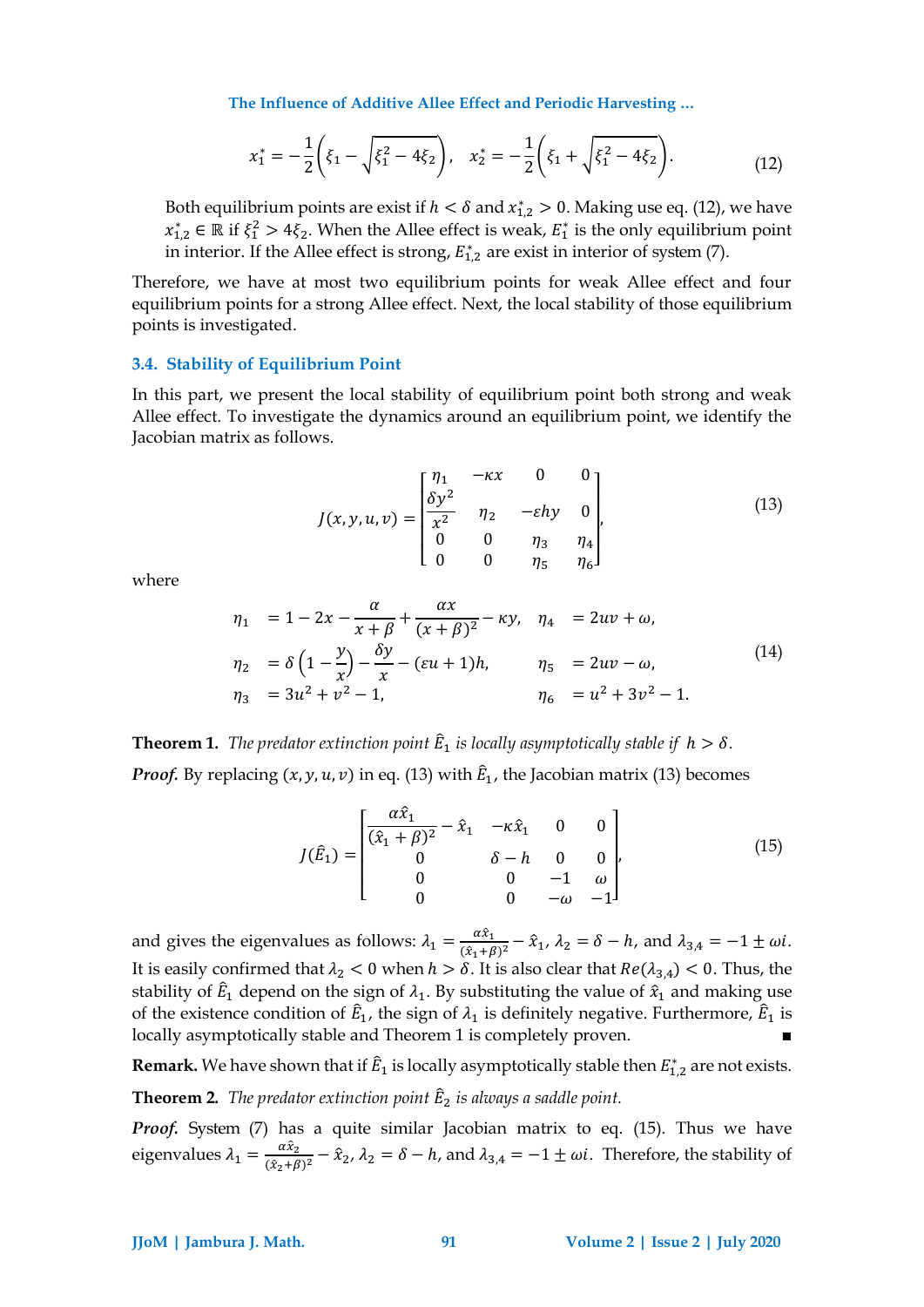$$x_1^* = -\frac{1}{2}\left(\xi_1 - \sqrt{\xi_1^2 - 4\xi_2}\right), \quad x_2^* = -\frac{1}{2}\left(\xi_1 + \sqrt{\xi_1^2 - 4\xi_2}\right). \tag{12}$$

Both equilibrium points are exist if $h < \delta$ and $x_{1,2}^* > 0$. Making use eq. (12), we have $x_{1,2}^* \in \mathbb{R}$ if $\xi_1^2 > 4\xi_2$. When the Allee effect is weak, $E_1^*$ is the only equilibrium point in interior. If the Allee effect is strong, $E_{1,2}^*$ are exist in interior of system (7).

Therefore, we have at most two equilibrium points for weak Allee effect and four equilibrium points for a strong Allee effect. Next, the local stability of those equilibrium points is investigated.

### 3.4. Stability of Equilibrium Point

In this part, we present the local stability of equilibrium point both strong and weak Allee effect. To investigate the dynamics around an equilibrium point, we identify the Jacobian matrix as follows.

$$J(x, y, u, v) = \begin{bmatrix} \eta_1 & -\kappa x & 0 & 0 \\ \dfrac{\delta y^2}{x^2} & \eta_2 & -\varepsilon h y & 0 \\ 0 & 0 & \eta_3 & \eta_4 \\ 0 & 0 & \eta_5 & \eta_6 \end{bmatrix}, \tag{13}$$

where

$$\begin{aligned} \eta_1 &= 1 - 2x - \frac{\alpha}{x+\beta} + \frac{\alpha x}{(x+\beta)^2} - \kappa y, & \eta_4 &= 2uv + \omega, \\ \eta_2 &= \delta\left(1 - \frac{y}{x}\right) - \frac{\delta y}{x} - (\varepsilon u + 1)h, & \eta_5 &= 2uv - \omega, \\ \eta_3 &= 3u^2 + v^2 - 1, & \eta_6 &= u^2 + 3v^2 - 1. \end{aligned} \tag{14}$$

**Theorem 1.** *The predator extinction point $\hat{E}_1$ is locally asymptotically stable if $h > \delta$.*

***Proof.*** By replacing $(x, y, u, v)$ in eq. (13) with $\hat{E}_1$, the Jacobian matrix (13) becomes

$$J(\hat{E}_1) = \begin{bmatrix} \dfrac{\alpha \hat{x}_1}{(\hat{x}_1+\beta)^2} - \hat{x}_1 & -\kappa \hat{x}_1 & 0 & 0 \\ 0 & \delta - h & 0 & 0 \\ 0 & 0 & -1 & \omega \\ 0 & 0 & -\omega & -1 \end{bmatrix}, \tag{15}$$

and gives the eigenvalues as follows: $\lambda_1 = \frac{\alpha \hat{x}_1}{(\hat{x}_1+\beta)^2} - \hat{x}_1$, $\lambda_2 = \delta - h$, and $\lambda_{3,4} = -1 \pm \omega i$. It is easily confirmed that $\lambda_2 < 0$ when $h > \delta$. It is also clear that $Re(\lambda_{3,4}) < 0$. Thus, the stability of $\hat{E}_1$ depend on the sign of $\lambda_1$. By substituting the value of $\hat{x}_1$ and making use of the existence condition of $\hat{E}_1$, the sign of $\lambda_1$ is definitely negative. Furthermore, $\hat{E}_1$ is locally asymptotically stable and Theorem 1 is completely proven. ∎

**Remark.** We have shown that if $\hat{E}_1$ is locally asymptotically stable then $E_{1,2}^*$ are not exists.

**Theorem 2.** *The predator extinction point $\hat{E}_2$ is always a saddle point.*

***Proof.*** System (7) has a quite similar Jacobian matrix to eq. (15). Thus we have eigenvalues $\lambda_1 = \frac{\alpha \hat{x}_2}{(\hat{x}_2+\beta)^2} - \hat{x}_2$, $\lambda_2 = \delta - h$, and $\lambda_{3,4} = -1 \pm \omega i$. Therefore, the stability of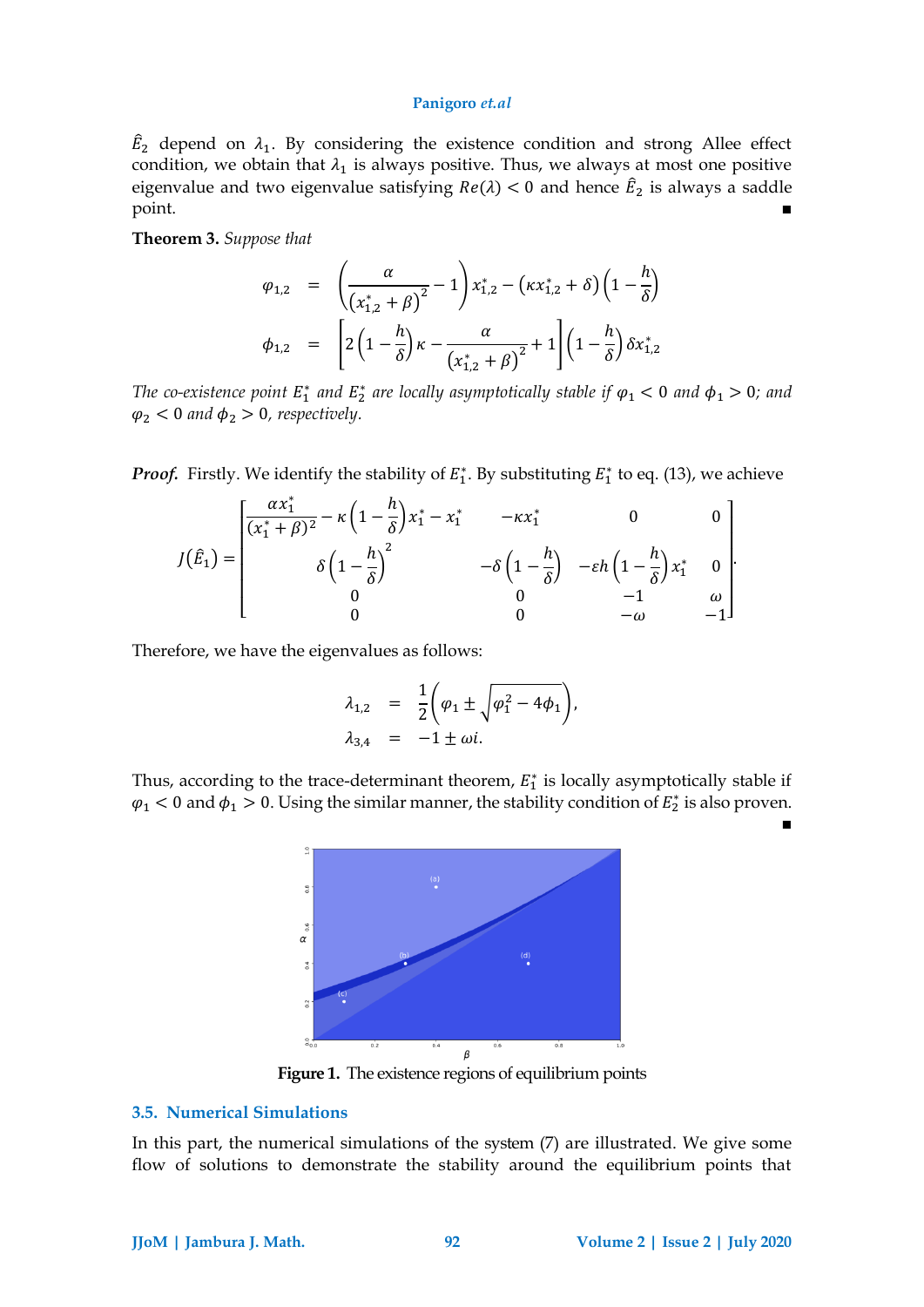$\hat{E}_2$ depend on $\lambda_1$. By considering the existence condition and strong Allee effect condition, we obtain that $\lambda_1$ is always positive. Thus, we always at most one positive eigenvalue and two eigenvalue satisfying $Re(\lambda) < 0$ and hence $\hat{E}_2$ is always a saddle point. ∎

**Theorem 3.** *Suppose that*

$$
\begin{aligned}
\varphi_{1,2} &= \left(\frac{\alpha}{\left(x_{1,2}^* + \beta\right)^2} - 1\right) x_{1,2}^* - \left(\kappa x_{1,2}^* + \delta\right)\left(1 - \frac{h}{\delta}\right) \\
\phi_{1,2} &= \left[2\left(1 - \frac{h}{\delta}\right)\kappa - \frac{\alpha}{\left(x_{1,2}^* + \beta\right)^2} + 1\right]\left(1 - \frac{h}{\delta}\right)\delta x_{1,2}^*
\end{aligned}
$$

*The co-existence point $E_1^*$ and $E_2^*$ are locally asymptotically stable if $\varphi_1 < 0$ and $\phi_1 > 0$; and $\varphi_2 < 0$ and $\phi_2 > 0$, respectively.*

***Proof.*** Firstly. We identify the stability of $E_1^*$. By substituting $E_1^*$ to eq. (13), we achieve

$$
J(\hat{E}_1) = \begin{bmatrix}
\frac{\alpha x_1^*}{(x_1^* + \beta)^2} - \kappa\left(1 - \frac{h}{\delta}\right)x_1^* - x_1^* & -\kappa x_1^* & 0 & 0 \\
\delta\left(1 - \frac{h}{\delta}\right)^2 & -\delta\left(1 - \frac{h}{\delta}\right) & -\varepsilon h\left(1 - \frac{h}{\delta}\right)x_1^* & 0 \\
0 & 0 & -1 & \omega \\
0 & 0 & -\omega & -1
\end{bmatrix}.
$$

Therefore, we have the eigenvalues as follows:

$$
\begin{aligned}
\lambda_{1,2} &= \frac{1}{2}\left(\varphi_1 \pm \sqrt{\varphi_1^2 - 4\phi_1}\right), \\
\lambda_{3,4} &= -1 \pm \omega i.
\end{aligned}
$$

Thus, according to the trace-determinant theorem, $E_1^*$ is locally asymptotically stable if $\varphi_1 < 0$ and $\phi_1 > 0$. Using the similar manner, the stability condition of $E_2^*$ is also proven. ∎

**Figure 1.** The existence regions of equilibrium points

### 3.5. Numerical Simulations

In this part, the numerical simulations of the system (7) are illustrated. We give some flow of solutions to demonstrate the stability around the equilibrium points that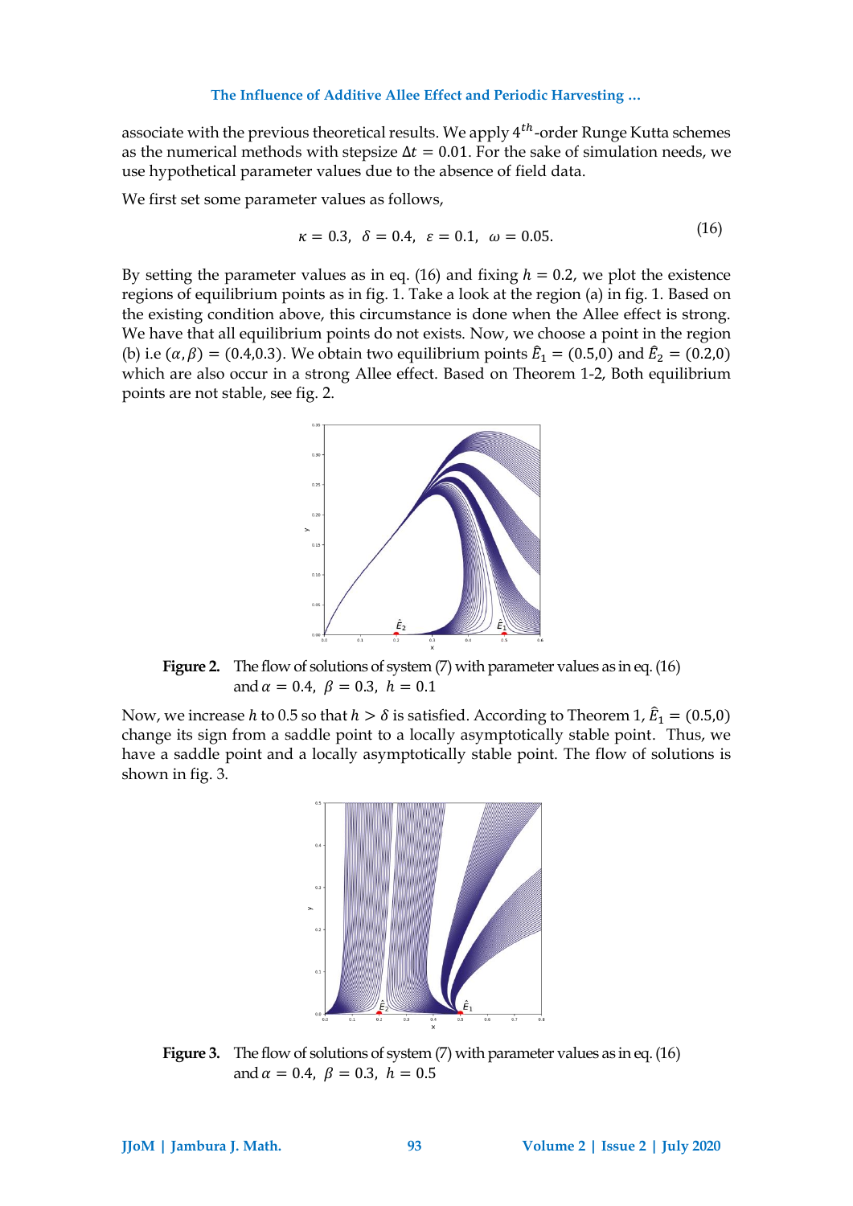associate with the previous theoretical results. We apply $4^{th}$-order Runge Kutta schemes as the numerical methods with stepsize $\Delta t = 0.01$. For the sake of simulation needs, we use hypothetical parameter values due to the absence of field data.

We first set some parameter values as follows,

$$\kappa = 0.3, \;\; \delta = 0.4, \;\; \varepsilon = 0.1, \;\; \omega = 0.05. \tag{16}$$

By setting the parameter values as in eq. (16) and fixing $h = 0.2$, we plot the existence regions of equilibrium points as in fig. 1. Take a look at the region (a) in fig. 1. Based on the existing condition above, this circumstance is done when the Allee effect is strong. We have that all equilibrium points do not exists. Now, we choose a point in the region (b) i.e $(\alpha, \beta) = (0.4, 0.3)$. We obtain two equilibrium points $\hat{E}_1 = (0.5, 0)$ and $\hat{E}_2 = (0.2, 0)$ which are also occur in a strong Allee effect. Based on Theorem 1-2, Both equilibrium points are not stable, see fig. 2.

**Figure 2.** The flow of solutions of system (7) with parameter values as in eq. (16) and $\alpha = 0.4, \;\; \beta = 0.3, \;\; h = 0.1$

Now, we increase $h$ to 0.5 so that $h > \delta$ is satisfied. According to Theorem 1, $\hat{E}_1 = (0.5, 0)$ change its sign from a saddle point to a locally asymptotically stable point. Thus, we have a saddle point and a locally asymptotically stable point. The flow of solutions is shown in fig. 3.

**Figure 3.** The flow of solutions of system (7) with parameter values as in eq. (16) and $\alpha = 0.4, \;\; \beta = 0.3, \;\; h = 0.5$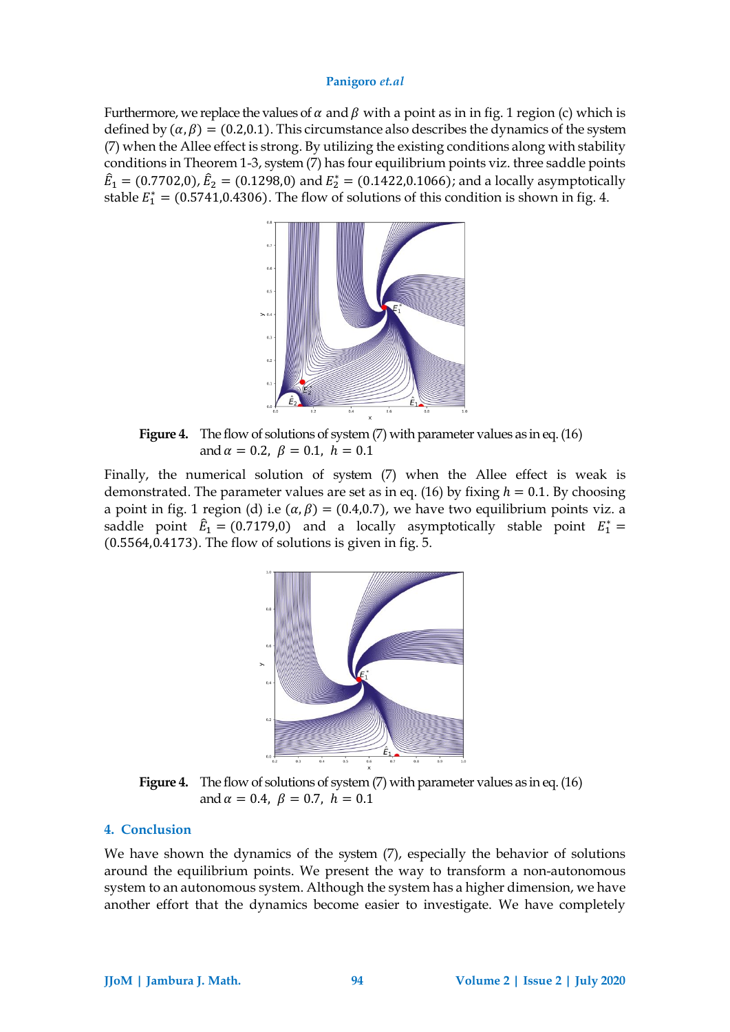Furthermore, we replace the values of $\alpha$ and $\beta$ with a point as in in fig. 1 region (c) which is defined by $(\alpha, \beta) = (0.2, 0.1)$. This circumstance also describes the dynamics of the system (7) when the Allee effect is strong. By utilizing the existing conditions along with stability conditions in Theorem 1-3, system (7) has four equilibrium points viz. three saddle points $\hat{E}_1 = (0.7702, 0)$, $\hat{E}_2 = (0.1298, 0)$ and $E_2^* = (0.1422, 0.1066)$; and a locally asymptotically stable $E_1^* = (0.5741, 0.4306)$. The flow of solutions of this condition is shown in fig. 4.

**Figure 4.** The flow of solutions of system (7) with parameter values as in eq. (16) and $\alpha = 0.2,\ \beta = 0.1,\ h = 0.1$

Finally, the numerical solution of system (7) when the Allee effect is weak is demonstrated. The parameter values are set as in eq. (16) by fixing $h = 0.1$. By choosing a point in fig. 1 region (d) i.e $(\alpha, \beta) = (0.4, 0.7)$, we have two equilibrium points viz. a saddle point $\hat{E}_1 = (0.7179, 0)$ and a locally asymptotically stable point $E_1^* = (0.5564, 0.4173)$. The flow of solutions is given in fig. 5.

**Figure 4.** The flow of solutions of system (7) with parameter values as in eq. (16) and $\alpha = 0.4,\ \beta = 0.7,\ h = 0.1$

## 4. Conclusion

We have shown the dynamics of the system (7), especially the behavior of solutions around the equilibrium points. We present the way to transform a non-autonomous system to an autonomous system. Although the system has a higher dimension, we have another effort that the dynamics become easier to investigate. We have completely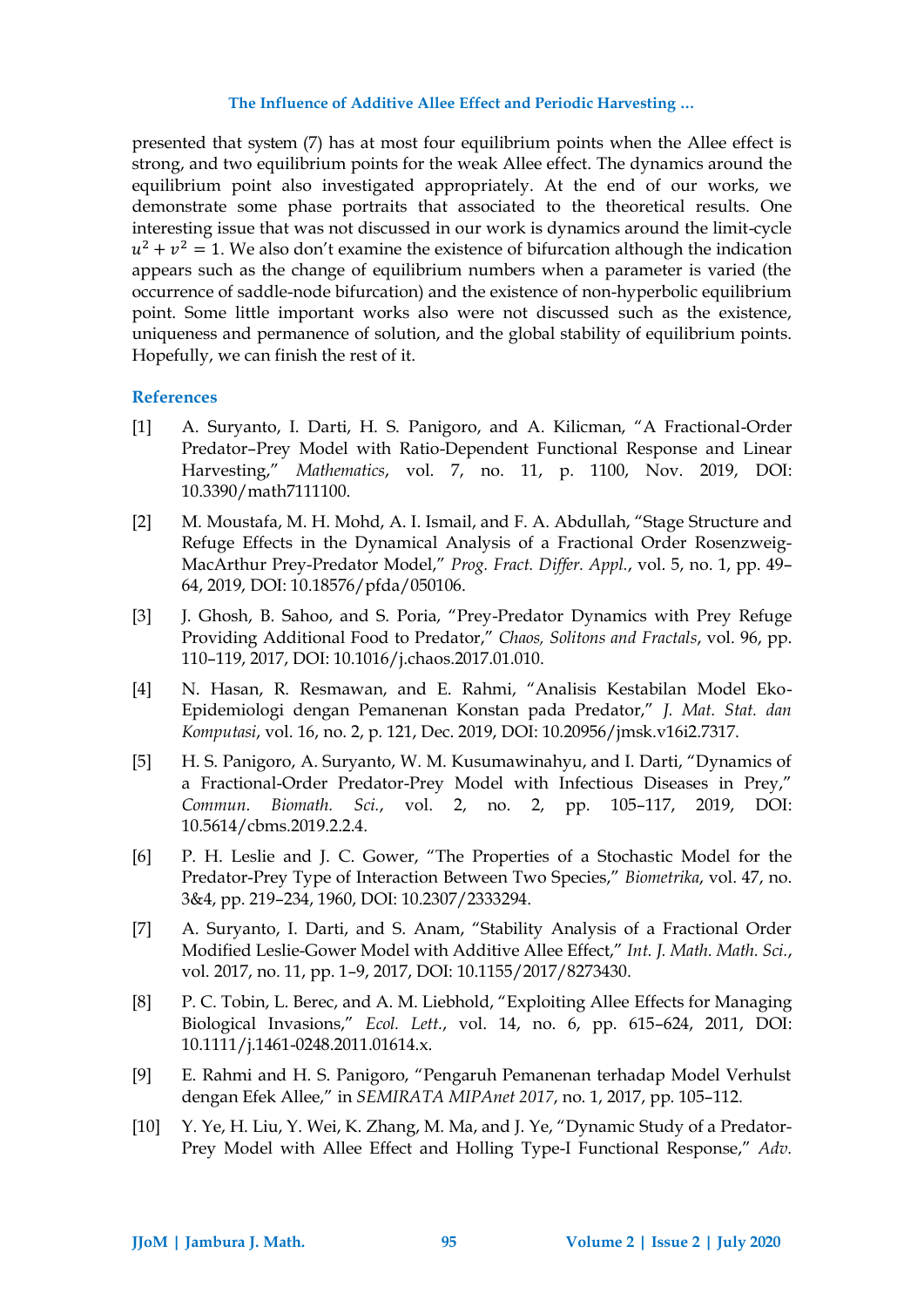presented that system (7) has at most four equilibrium points when the Allee effect is strong, and two equilibrium points for the weak Allee effect. The dynamics around the equilibrium point also investigated appropriately. At the end of our works, we demonstrate some phase portraits that associated to the theoretical results. One interesting issue that was not discussed in our work is dynamics around the limit-cycle $u^2 + v^2 = 1$. We also don't examine the existence of bifurcation although the indication appears such as the change of equilibrium numbers when a parameter is varied (the occurrence of saddle-node bifurcation) and the existence of non-hyperbolic equilibrium point. Some little important works also were not discussed such as the existence, uniqueness and permanence of solution, and the global stability of equilibrium points. Hopefully, we can finish the rest of it.

## References

[1] A. Suryanto, I. Darti, H. S. Panigoro, and A. Kilicman, "A Fractional-Order Predator–Prey Model with Ratio-Dependent Functional Response and Linear Harvesting," *Mathematics*, vol. 7, no. 11, p. 1100, Nov. 2019, DOI: 10.3390/math7111100.

[2] M. Moustafa, M. H. Mohd, A. I. Ismail, and F. A. Abdullah, "Stage Structure and Refuge Effects in the Dynamical Analysis of a Fractional Order Rosenzweig-MacArthur Prey-Predator Model," *Prog. Fract. Differ. Appl.*, vol. 5, no. 1, pp. 49–64, 2019, DOI: 10.18576/pfda/050106.

[3] J. Ghosh, B. Sahoo, and S. Poria, "Prey-Predator Dynamics with Prey Refuge Providing Additional Food to Predator," *Chaos, Solitons and Fractals*, vol. 96, pp. 110–119, 2017, DOI: 10.1016/j.chaos.2017.01.010.

[4] N. Hasan, R. Resmawan, and E. Rahmi, "Analisis Kestabilan Model Eko-Epidemiologi dengan Pemanenan Konstan pada Predator," *J. Mat. Stat. dan Komputasi*, vol. 16, no. 2, p. 121, Dec. 2019, DOI: 10.20956/jmsk.v16i2.7317.

[5] H. S. Panigoro, A. Suryanto, W. M. Kusumawinahyu, and I. Darti, "Dynamics of a Fractional-Order Predator-Prey Model with Infectious Diseases in Prey," *Commun. Biomath. Sci.*, vol. 2, no. 2, pp. 105–117, 2019, DOI: 10.5614/cbms.2019.2.2.4.

[6] P. H. Leslie and J. C. Gower, "The Properties of a Stochastic Model for the Predator-Prey Type of Interaction Between Two Species," *Biometrika*, vol. 47, no. 3&4, pp. 219–234, 1960, DOI: 10.2307/2333294.

[7] A. Suryanto, I. Darti, and S. Anam, "Stability Analysis of a Fractional Order Modified Leslie-Gower Model with Additive Allee Effect," *Int. J. Math. Math. Sci.*, vol. 2017, no. 11, pp. 1–9, 2017, DOI: 10.1155/2017/8273430.

[8] P. C. Tobin, L. Berec, and A. M. Liebhold, "Exploiting Allee Effects for Managing Biological Invasions," *Ecol. Lett.*, vol. 14, no. 6, pp. 615–624, 2011, DOI: 10.1111/j.1461-0248.2011.01614.x.

[9] E. Rahmi and H. S. Panigoro, "Pengaruh Pemanenan terhadap Model Verhulst dengan Efek Allee," in *SEMIRATA MIPAnet 2017*, no. 1, 2017, pp. 105–112.

[10] Y. Ye, H. Liu, Y. Wei, K. Zhang, M. Ma, and J. Ye, "Dynamic Study of a Predator-Prey Model with Allee Effect and Holling Type-I Functional Response," *Adv.*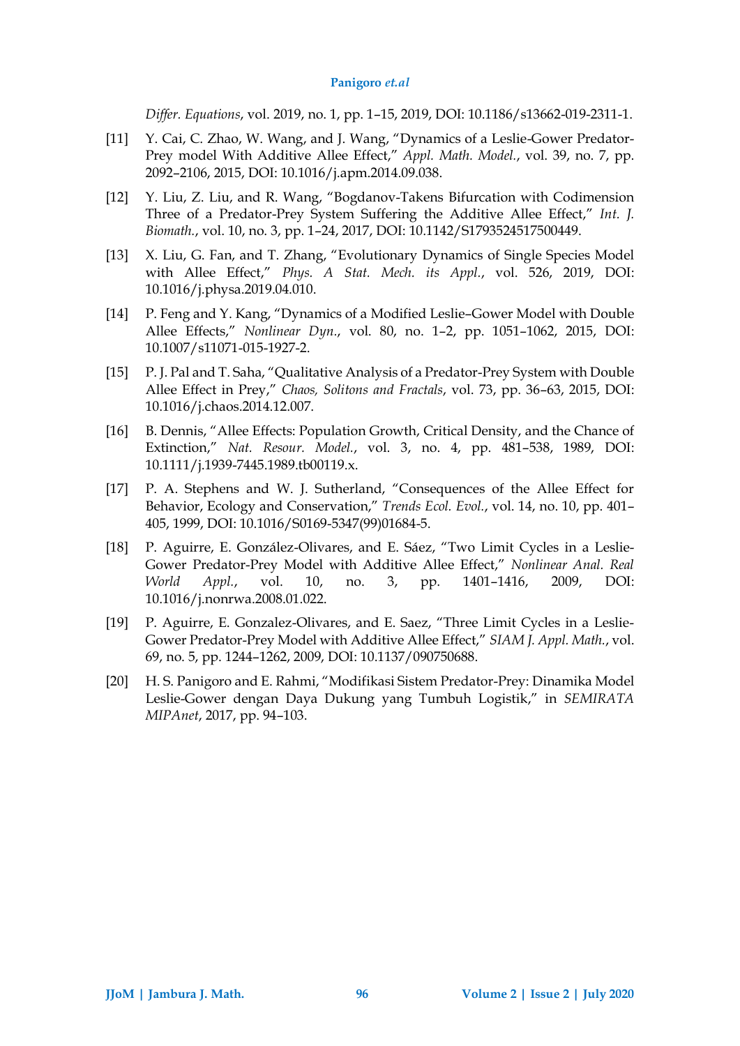*Differ. Equations*, vol. 2019, no. 1, pp. 1–15, 2019, DOI: 10.1186/s13662-019-2311-1.

[11] Y. Cai, C. Zhao, W. Wang, and J. Wang, "Dynamics of a Leslie-Gower Predator-Prey model With Additive Allee Effect," *Appl. Math. Model.*, vol. 39, no. 7, pp. 2092–2106, 2015, DOI: 10.1016/j.apm.2014.09.038.

[12] Y. Liu, Z. Liu, and R. Wang, "Bogdanov-Takens Bifurcation with Codimension Three of a Predator-Prey System Suffering the Additive Allee Effect," *Int. J. Biomath.*, vol. 10, no. 3, pp. 1–24, 2017, DOI: 10.1142/S1793524517500449.

[13] X. Liu, G. Fan, and T. Zhang, "Evolutionary Dynamics of Single Species Model with Allee Effect," *Phys. A Stat. Mech. its Appl.*, vol. 526, 2019, DOI: 10.1016/j.physa.2019.04.010.

[14] P. Feng and Y. Kang, "Dynamics of a Modified Leslie–Gower Model with Double Allee Effects," *Nonlinear Dyn.*, vol. 80, no. 1–2, pp. 1051–1062, 2015, DOI: 10.1007/s11071-015-1927-2.

[15] P. J. Pal and T. Saha, "Qualitative Analysis of a Predator-Prey System with Double Allee Effect in Prey," *Chaos, Solitons and Fractals*, vol. 73, pp. 36–63, 2015, DOI: 10.1016/j.chaos.2014.12.007.

[16] B. Dennis, "Allee Effects: Population Growth, Critical Density, and the Chance of Extinction," *Nat. Resour. Model.*, vol. 3, no. 4, pp. 481–538, 1989, DOI: 10.1111/j.1939-7445.1989.tb00119.x.

[17] P. A. Stephens and W. J. Sutherland, "Consequences of the Allee Effect for Behavior, Ecology and Conservation," *Trends Ecol. Evol.*, vol. 14, no. 10, pp. 401–405, 1999, DOI: 10.1016/S0169-5347(99)01684-5.

[18] P. Aguirre, E. González-Olivares, and E. Sáez, "Two Limit Cycles in a Leslie-Gower Predator-Prey Model with Additive Allee Effect," *Nonlinear Anal. Real World Appl.*, vol. 10, no. 3, pp. 1401–1416, 2009, DOI: 10.1016/j.nonrwa.2008.01.022.

[19] P. Aguirre, E. Gonzalez-Olivares, and E. Saez, "Three Limit Cycles in a Leslie-Gower Predator-Prey Model with Additive Allee Effect," *SIAM J. Appl. Math.*, vol. 69, no. 5, pp. 1244–1262, 2009, DOI: 10.1137/090750688.

[20] H. S. Panigoro and E. Rahmi, "Modifikasi Sistem Predator-Prey: Dinamika Model Leslie-Gower dengan Daya Dukung yang Tumbuh Logistik," in *SEMIRATA MIPAnet*, 2017, pp. 94–103.